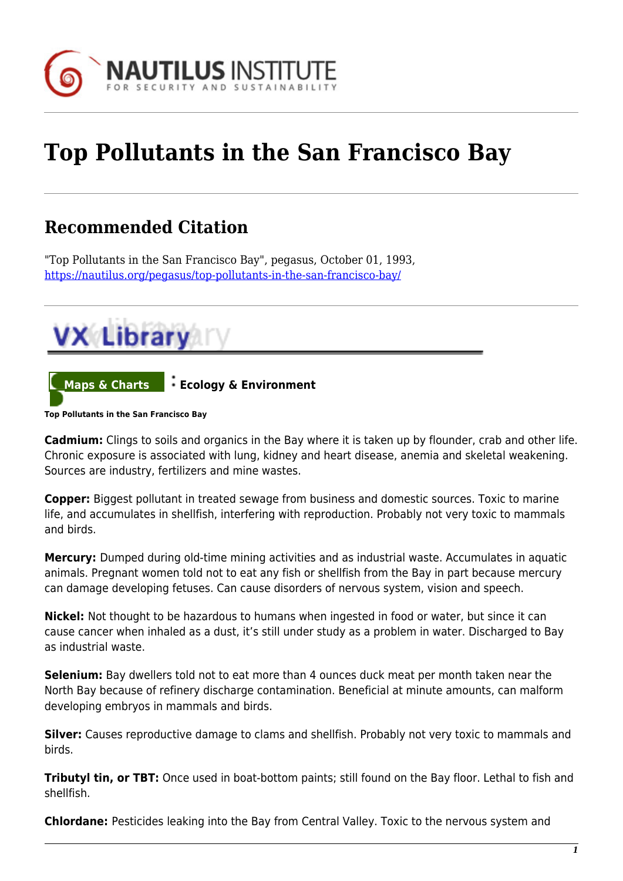# Top Pollutants in the San Francisco Bay

## Recommended Citation

"Top Pollutants in the San Francisco Bay", pegasus, October 01, 1993, https://nautilus.org/pegasus/top-pollutants-in-the-san-francisco-bay/

**Maps & Charts** : **Ecology & Environment**

**Top Pollutants in the San Francisco Bay**

**Cadmium:** Clings to soils and organics in the Bay where it is taken up by flounder, crab and other life. Chronic exposure is associated with lung, kidney and heart disease, anemia and skeletal weakening. Sources are industry, fertilizers and mine wastes.

**Copper:** Biggest pollutant in treated sewage from business and domestic sources. Toxic to marine life, and accumulates in shellfish, interfering with reproduction. Probably not very toxic to mammals and birds.

**Mercury:** Dumped during old-time mining activities and as industrial waste. Accumulates in aquatic animals. Pregnant women told not to eat any fish or shellfish from the Bay in part because mercury can damage developing fetuses. Can cause disorders of nervous system, vision and speech.

**Nickel:** Not thought to be hazardous to humans when ingested in food or water, but since it can cause cancer when inhaled as a dust, it's still under study as a problem in water. Discharged to Bay as industrial waste.

**Selenium:** Bay dwellers told not to eat more than 4 ounces duck meat per month taken near the North Bay because of refinery discharge contamination. Beneficial at minute amounts, can malform developing embryos in mammals and birds.

**Silver:** Causes reproductive damage to clams and shellfish. Probably not very toxic to mammals and birds.

**Tributyl tin, or TBT:** Once used in boat-bottom paints; still found on the Bay floor. Lethal to fish and shellfish.

**Chlordane:** Pesticides leaking into the Bay from Central Valley. Toxic to the nervous system and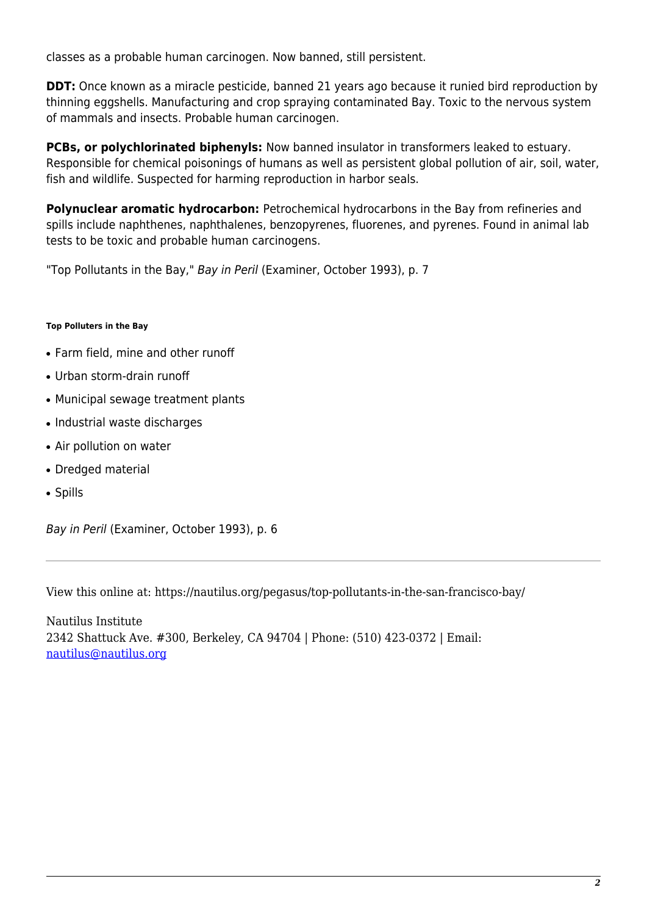classes as a probable human carcinogen. Now banned, still persistent.

**DDT:** Once known as a miracle pesticide, banned 21 years ago because it runied bird reproduction by thinning eggshells. Manufacturing and crop spraying contaminated Bay. Toxic to the nervous system of mammals and insects. Probable human carcinogen.

**PCBs, or polychlorinated biphenyls:** Now banned insulator in transformers leaked to estuary. Responsible for chemical poisonings of humans as well as persistent global pollution of air, soil, water, fish and wildlife. Suspected for harming reproduction in harbor seals.

**Polynuclear aromatic hydrocarbon:** Petrochemical hydrocarbons in the Bay from refineries and spills include naphthenes, naphthalenes, benzopyrenes, fluorenes, and pyrenes. Found in animal lab tests to be toxic and probable human carcinogens.

"Top Pollutants in the Bay," *Bay in Peril* (Examiner, October 1993), p. 7

###### Top Polluters in the Bay

- Farm field, mine and other runoff
- Urban storm-drain runoff
- Municipal sewage treatment plants
- Industrial waste discharges
- Air pollution on water
- Dredged material
- Spills

*Bay in Peril* (Examiner, October 1993), p. 6

---

View this online at: https://nautilus.org/pegasus/top-pollutants-in-the-san-francisco-bay/

Nautilus Institute
2342 Shattuck Ave. #300, Berkeley, CA 94704 | Phone: (510) 423-0372 | Email: nautilus@nautilus.org